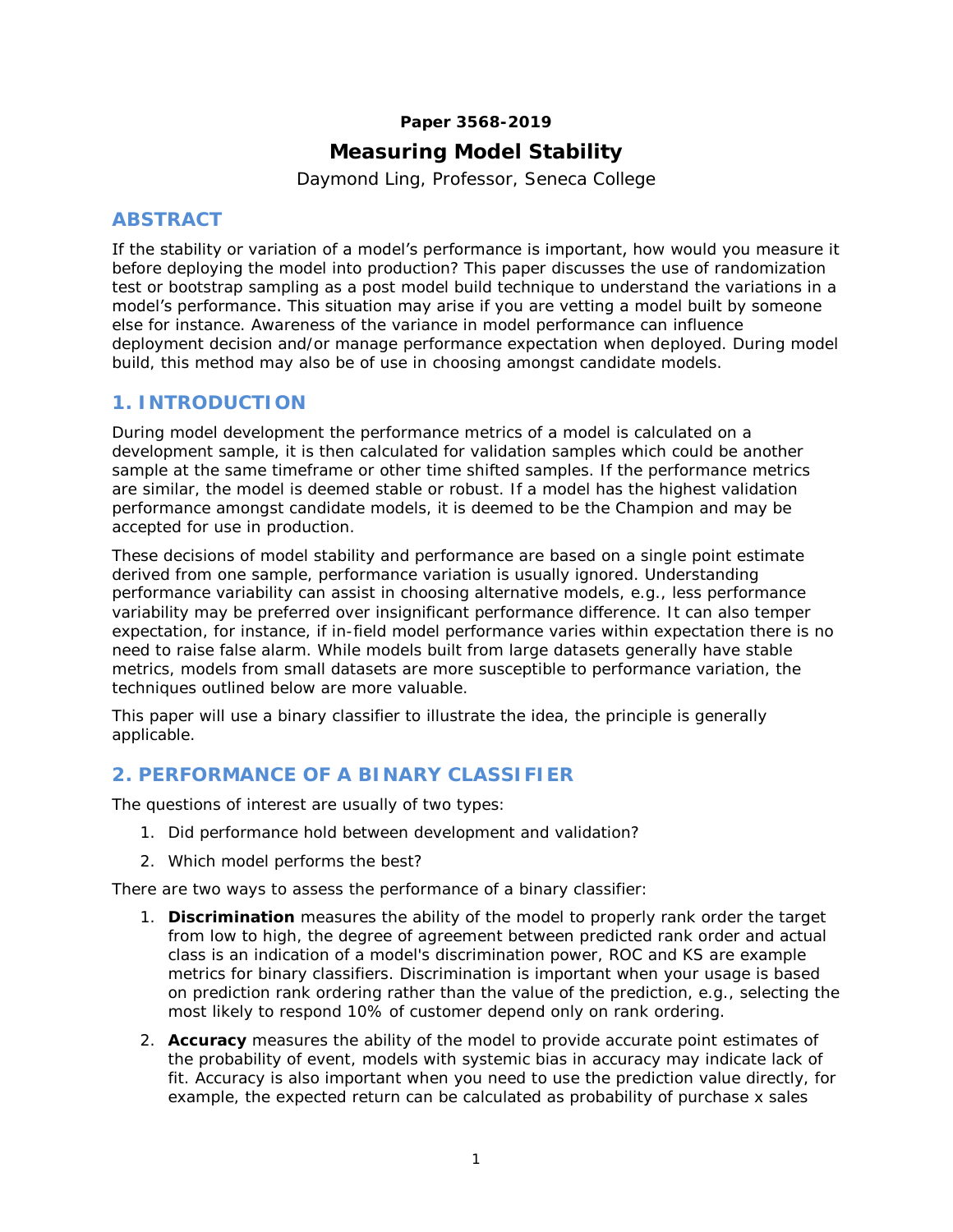**Paper 3568-2019**

# Measuring Model Stability

Daymond Ling, Professor, Seneca College

## ABSTRACT

If the stability or variation of a model's performance is important, how would you measure it before deploying the model into production? This paper discusses the use of randomization test or bootstrap sampling as a post model build technique to understand the variations in a model's performance. This situation may arise if you are vetting a model built by someone else for instance. Awareness of the variance in model performance can influence deployment decision and/or manage performance expectation when deployed. During model build, this method may also be of use in choosing amongst candidate models.

## 1. INTRODUCTION

During model development the performance metrics of a model is calculated on a development sample, it is then calculated for validation samples which could be another sample at the same timeframe or other time shifted samples. If the performance metrics are similar, the model is deemed stable or robust. If a model has the highest validation performance amongst candidate models, it is deemed to be the Champion and may be accepted for use in production.

These decisions of model stability and performance are based on a single point estimate derived from one sample, performance variation is usually ignored. Understanding performance variability can assist in choosing alternative models, e.g., less performance variability may be preferred over insignificant performance difference. It can also temper expectation, for instance, if in-field model performance varies within expectation there is no need to raise false alarm. While models built from large datasets generally have stable metrics, models from small datasets are more susceptible to performance variation, the techniques outlined below are more valuable.

This paper will use a binary classifier to illustrate the idea, the principle is generally applicable.

## 2. PERFORMANCE OF A BINARY CLASSIFIER

The questions of interest are usually of two types:

1. Did performance hold between development and validation?
2. Which model performs the best?

There are two ways to assess the performance of a binary classifier:

1. **Discrimination** measures the ability of the model to properly rank order the target from low to high, the degree of agreement between predicted rank order and actual class is an indication of a model's discrimination power, ROC and KS are example metrics for binary classifiers. Discrimination is important when your usage is based on prediction rank ordering rather than the value of the prediction, e.g., selecting the most likely to respond 10% of customer depend only on rank ordering.
2. **Accuracy** measures the ability of the model to provide accurate point estimates of the probability of event, models with systemic bias in accuracy may indicate lack of fit. Accuracy is also important when you need to use the prediction value directly, for example, the expected return can be calculated as probability of purchase x sales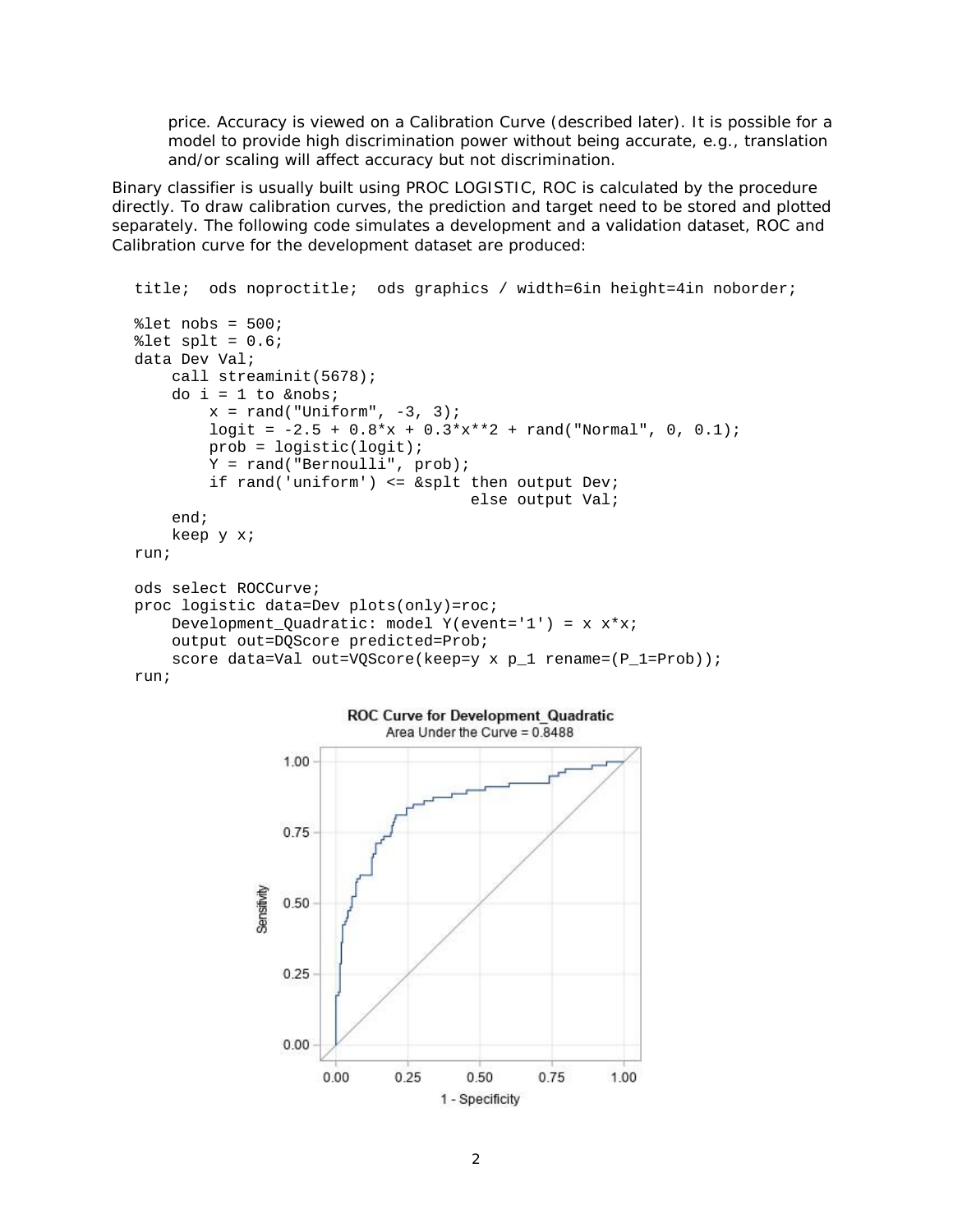price. Accuracy is viewed on a Calibration Curve (described later). It is possible for a model to provide high discrimination power without being accurate, e.g., translation and/or scaling will affect accuracy but not discrimination.

Binary classifier is usually built using PROC LOGISTIC, ROC is calculated by the procedure directly. To draw calibration curves, the prediction and target need to be stored and plotted separately. The following code simulates a development and a validation dataset, ROC and Calibration curve for the development dataset are produced:

```
title;  ods noproctitle;  ods graphics / width=6in height=4in noborder;

%let nobs = 500;
%let splt = 0.6;
data Dev Val;
    call streaminit(5678);
    do i = 1 to &nobs;
        x = rand("Uniform", -3, 3);
        logit = -2.5 + 0.8*x + 0.3*x**2 + rand("Normal", 0, 0.1);
        prob = logistic(logit);
        Y = rand("Bernoulli", prob);
        if rand('uniform') <= &splt then output Dev;
                                    else output Val;
    end;
    keep y x;
run;

ods select ROCCurve;
proc logistic data=Dev plots(only)=roc;
    Development_Quadratic: model Y(event='1') = x x*x;
    output out=DQScore predicted=Prob;
    score data=Val out=VQScore(keep=y x p_1 rename=(P_1=Prob));
run;
```

ROC Curve for Development_Quadratic
Area Under the Curve = 0.8488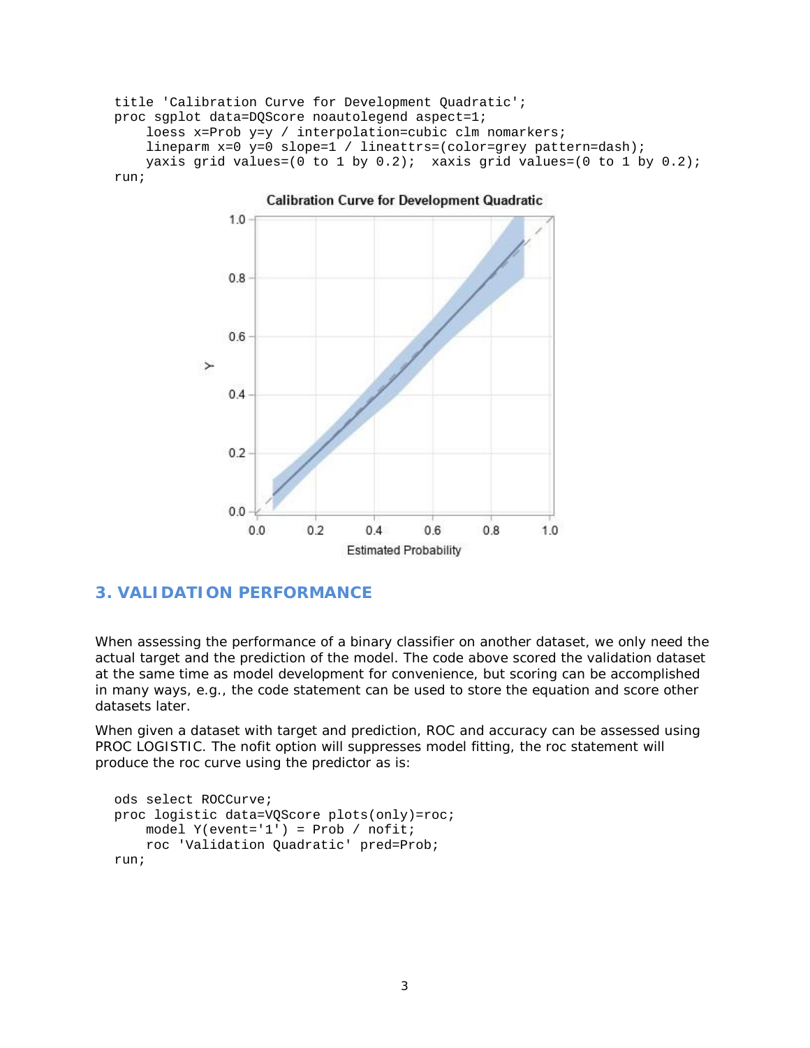```
title 'Calibration Curve for Development Quadratic';
proc sgplot data=DQScore noautolegend aspect=1;
    loess x=Prob y=y / interpolation=cubic clm nomarkers;
    lineparm x=0 y=0 slope=1 / lineattrs=(color=grey pattern=dash);
    yaxis grid values=(0 to 1 by 0.2);  xaxis grid values=(0 to 1 by 0.2);
run;
```

## 3. VALIDATION PERFORMANCE

When assessing the performance of a binary classifier on another dataset, we only need the actual target and the prediction of the model. The code above scored the validation dataset at the same time as model development for convenience, but scoring can be accomplished in many ways, e.g., the code statement can be used to store the equation and score other datasets later.

When given a dataset with target and prediction, ROC and accuracy can be assessed using PROC LOGISTIC. The nofit option will suppresses model fitting, the roc statement will produce the roc curve using the predictor as is:

```
ods select ROCCurve;
proc logistic data=VQScore plots(only)=roc;
    model Y(event='1') = Prob / nofit;
    roc 'Validation Quadratic' pred=Prob;
run;
```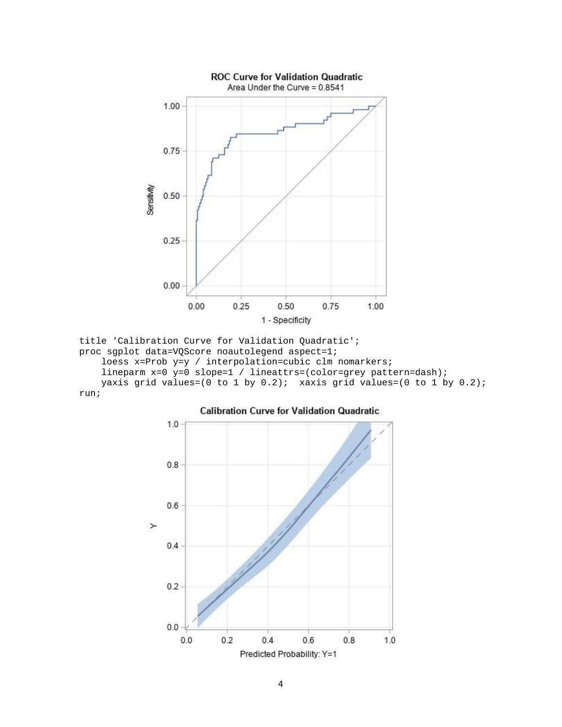```
title 'Calibration Curve for Validation Quadratic';
proc sgplot data=VQScore noautolegend aspect=1;
    loess x=Prob y=y / interpolation=cubic clm nomarkers;
    lineparm x=0 y=0 slope=1 / lineattrs=(color=grey pattern=dash);
    yaxis grid values=(0 to 1 by 0.2);  xaxis grid values=(0 to 1 by 0.2);
run;
```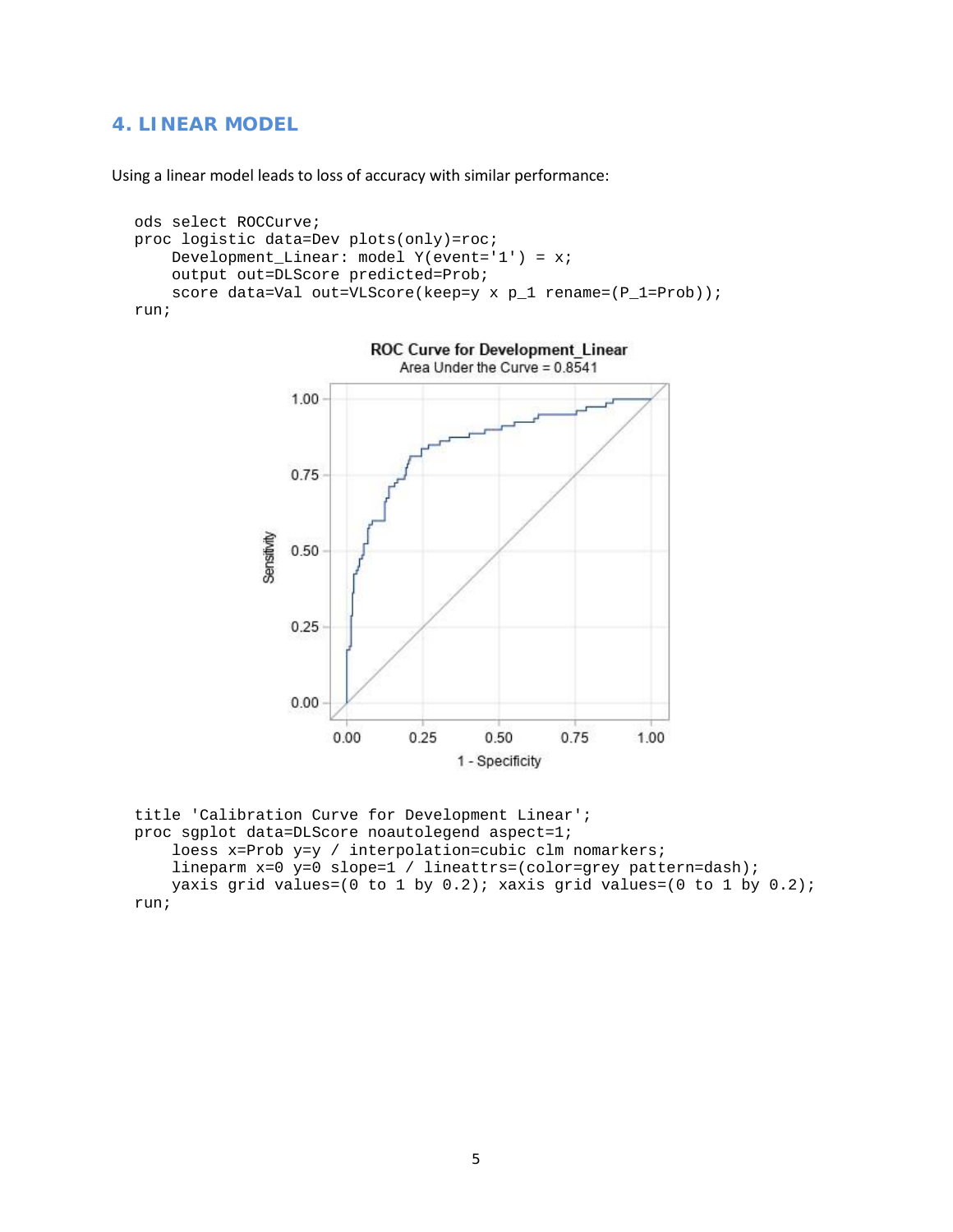## 4. LINEAR MODEL

Using a linear model leads to loss of accuracy with similar performance:

```
ods select ROCCurve;
proc logistic data=Dev plots(only)=roc;
    Development_Linear: model Y(event='1') = x;
    output out=DLScore predicted=Prob;
    score data=Val out=VLScore(keep=y x p_1 rename=(P_1=Prob));
run;
```

```
title 'Calibration Curve for Development Linear';
proc sgplot data=DLScore noautolegend aspect=1;
    loess x=Prob y=y / interpolation=cubic clm nomarkers;
    lineparm x=0 y=0 slope=1 / lineattrs=(color=grey pattern=dash);
    yaxis grid values=(0 to 1 by 0.2); xaxis grid values=(0 to 1 by 0.2);
run;
```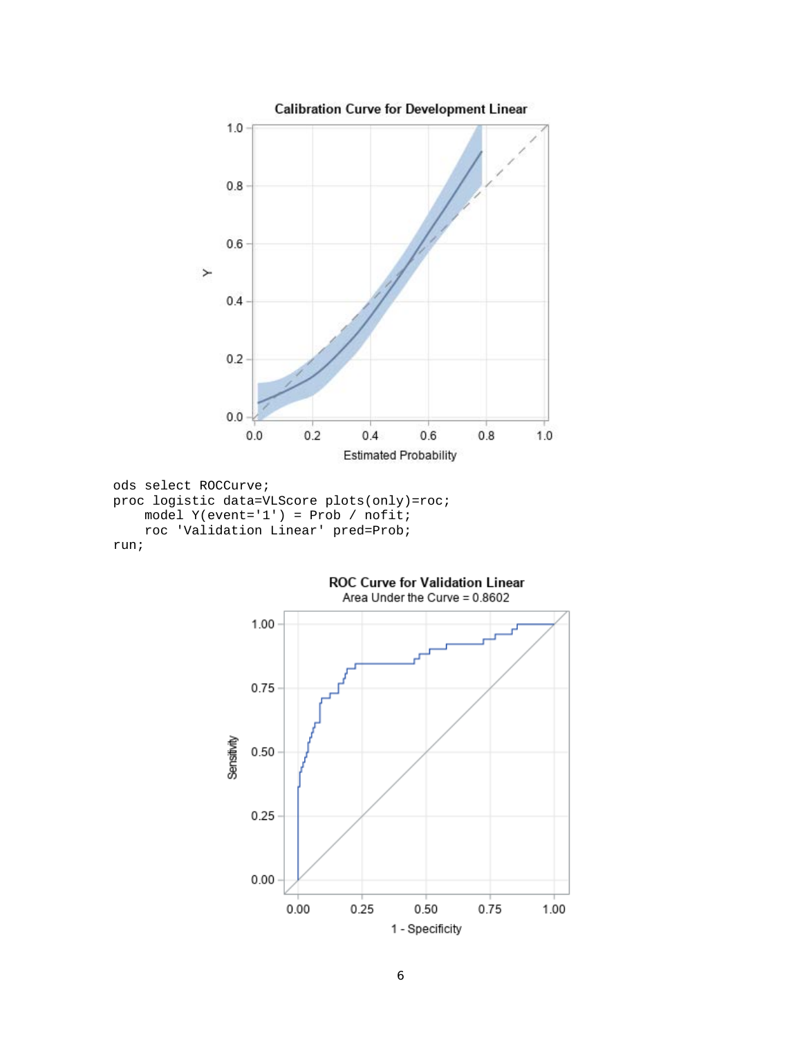**Calibration Curve for Development Linear**

```
ods select ROCCurve;
proc logistic data=VLScore plots(only)=roc;
    model Y(event='1') = Prob / nofit;
    roc 'Validation Linear' pred=Prob;
run;
```

**ROC Curve for Validation Linear**

Area Under the Curve = 0.8602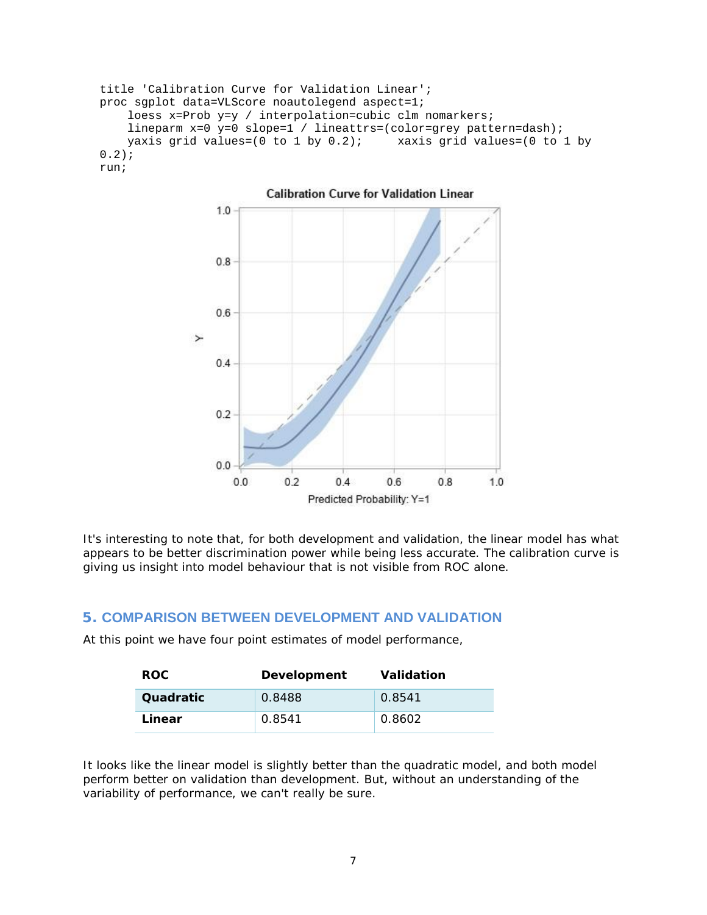```
title 'Calibration Curve for Validation Linear';
proc sgplot data=VLScore noautolegend aspect=1;
    loess x=Prob y=y / interpolation=cubic clm nomarkers;
    lineparm x=0 y=0 slope=1 / lineattrs=(color=grey pattern=dash);
    yaxis grid values=(0 to 1 by 0.2);     xaxis grid values=(0 to 1 by
0.2);
run;
```

It's interesting to note that, for both development and validation, the linear model has what appears to be better discrimination power while being less accurate. The calibration curve is giving us insight into model behaviour that is not visible from ROC alone.

## 5. COMPARISON BETWEEN DEVELOPMENT AND VALIDATION

At this point we have four point estimates of model performance,

| ROC | Development | Validation |
|---|---|---|
| **Quadratic** | 0.8488 | 0.8541 |
| **Linear** | 0.8541 | 0.8602 |

It looks like the linear model is slightly better than the quadratic model, and both model perform better on validation than development. But, without an understanding of the variability of performance, we can't really be sure.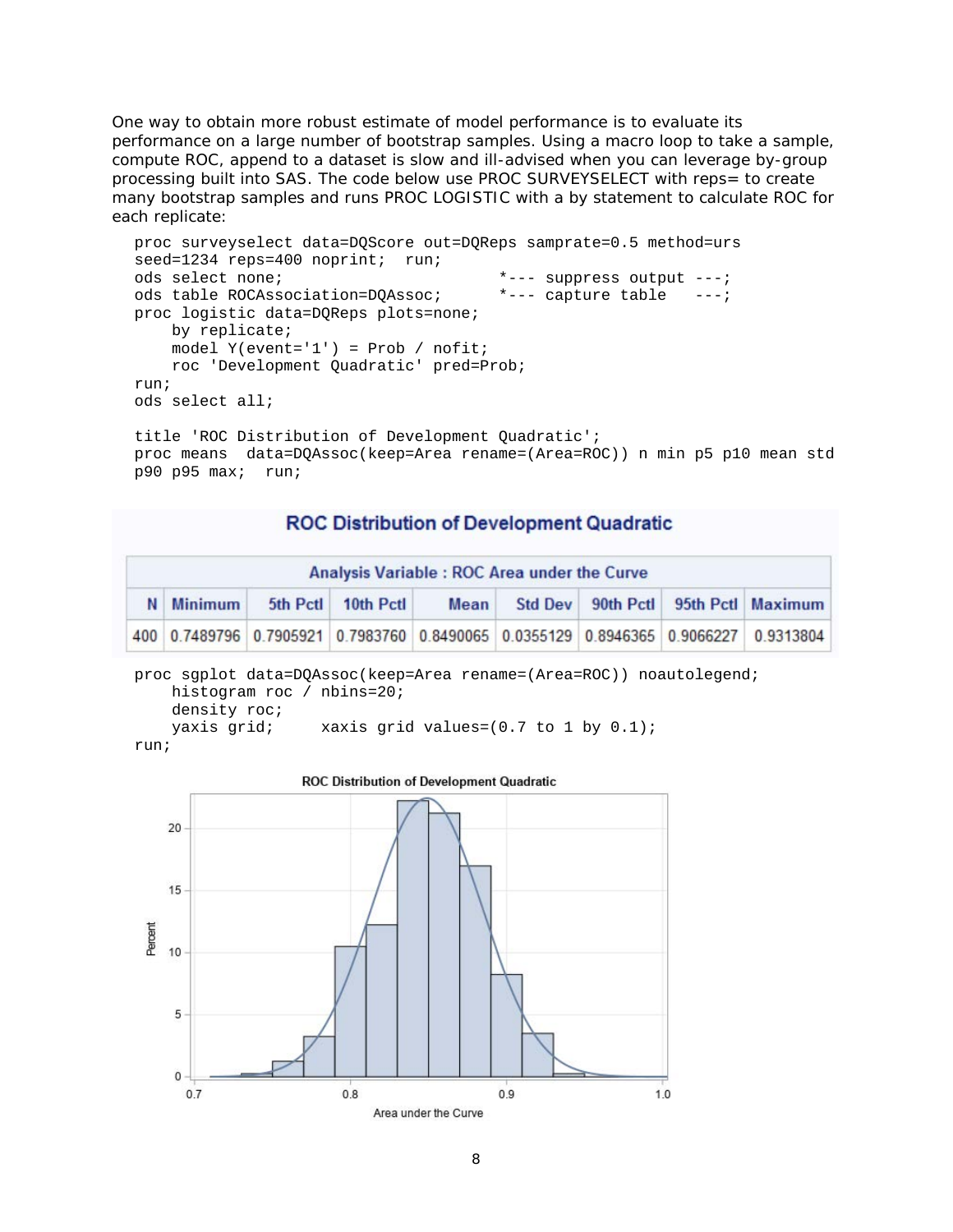One way to obtain more robust estimate of model performance is to evaluate its performance on a large number of bootstrap samples. Using a macro loop to take a sample, compute ROC, append to a dataset is slow and ill-advised when you can leverage by-group processing built into SAS. The code below use PROC SURVEYSELECT with reps= to create many bootstrap samples and runs PROC LOGISTIC with a by statement to calculate ROC for each replicate:

```
proc surveyselect data=DQScore out=DQReps samprate=0.5 method=urs
seed=1234 reps=400 noprint;  run;
ods select none;                    *--- suppress output ---;
ods table ROCAssociation=DQAssoc;   *--- capture table   ---;
proc logistic data=DQReps plots=none;
    by replicate;
    model Y(event='1') = Prob / nofit;
    roc 'Development Quadratic' pred=Prob;
run;
ods select all;

title 'ROC Distribution of Development Quadratic';
proc means  data=DQAssoc(keep=Area rename=(Area=ROC)) n min p5 p10 mean std
p90 p95 max;  run;
```

**ROC Distribution of Development Quadratic**

| Analysis Variable : ROC Area under the Curve | | | | | | | | |
|---|---|---|---|---|---|---|---|---|
| N | Minimum | 5th Pctl | 10th Pctl | Mean | Std Dev | 90th Pctl | 95th Pctl | Maximum |
| 400 | 0.7489796 | 0.7905921 | 0.7983760 | 0.8490065 | 0.0355129 | 0.8946365 | 0.9066227 | 0.9313804 |

```
proc sgplot data=DQAssoc(keep=Area rename=(Area=ROC)) noautolegend;
    histogram roc / nbins=20;
    density roc;
    yaxis grid;     xaxis grid values=(0.7 to 1 by 0.1);
run;
```

ROC Distribution of Development Quadratic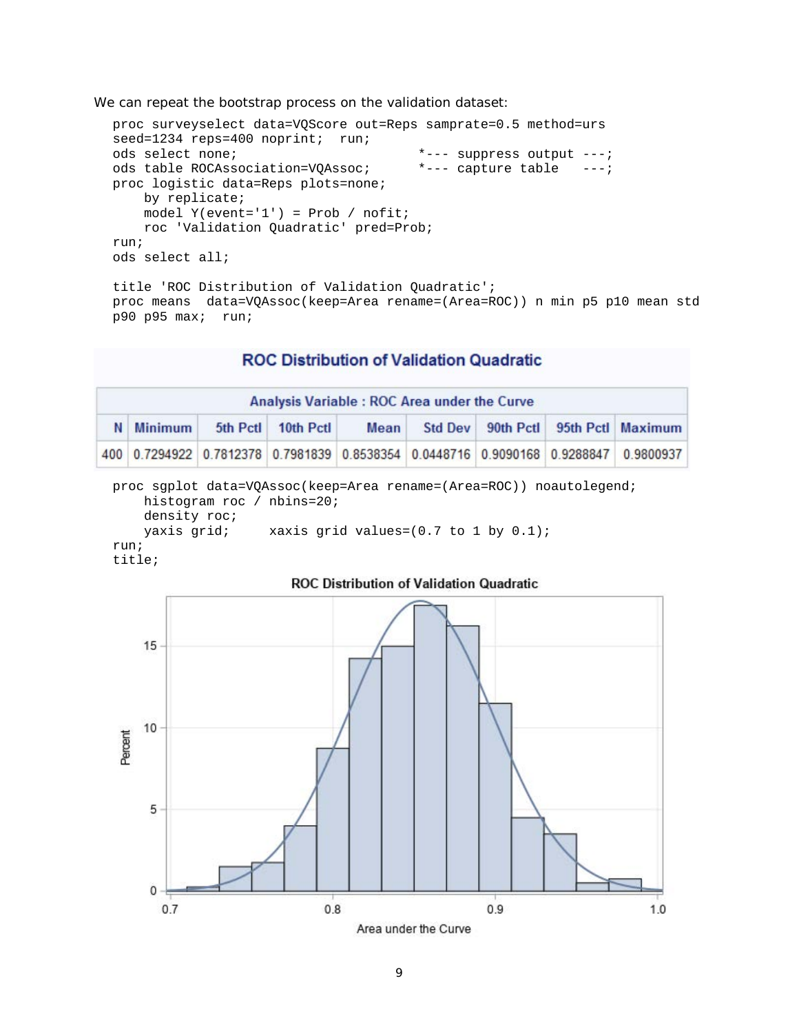We can repeat the bootstrap process on the validation dataset:

```
proc surveyselect data=VQScore out=Reps samprate=0.5 method=urs
seed=1234 reps=400 noprint;  run;
ods select none;                        *--- suppress output ---;
ods table ROCAssociation=VQAssoc;       *--- capture table   ---;
proc logistic data=Reps plots=none;
    by replicate;
    model Y(event='1') = Prob / nofit;
    roc 'Validation Quadratic' pred=Prob;
run;
ods select all;

title 'ROC Distribution of Validation Quadratic';
proc means  data=VQAssoc(keep=Area rename=(Area=ROC)) n min p5 p10 mean std
p90 p95 max;  run;
```

**ROC Distribution of Validation Quadratic**

| Analysis Variable : ROC Area under the Curve | | | | | | | | |
|---|---|---|---|---|---|---|---|---|
| N | Minimum | 5th Pctl | 10th Pctl | Mean | Std Dev | 90th Pctl | 95th Pctl | Maximum |
| 400 | 0.7294922 | 0.7812378 | 0.7981839 | 0.8538354 | 0.0448716 | 0.9090168 | 0.9288847 | 0.9800937 |

```
proc sgplot data=VQAssoc(keep=Area rename=(Area=ROC)) noautolegend;
    histogram roc / nbins=20;
    density roc;
    yaxis grid;     xaxis grid values=(0.7 to 1 by 0.1);
run;
title;
```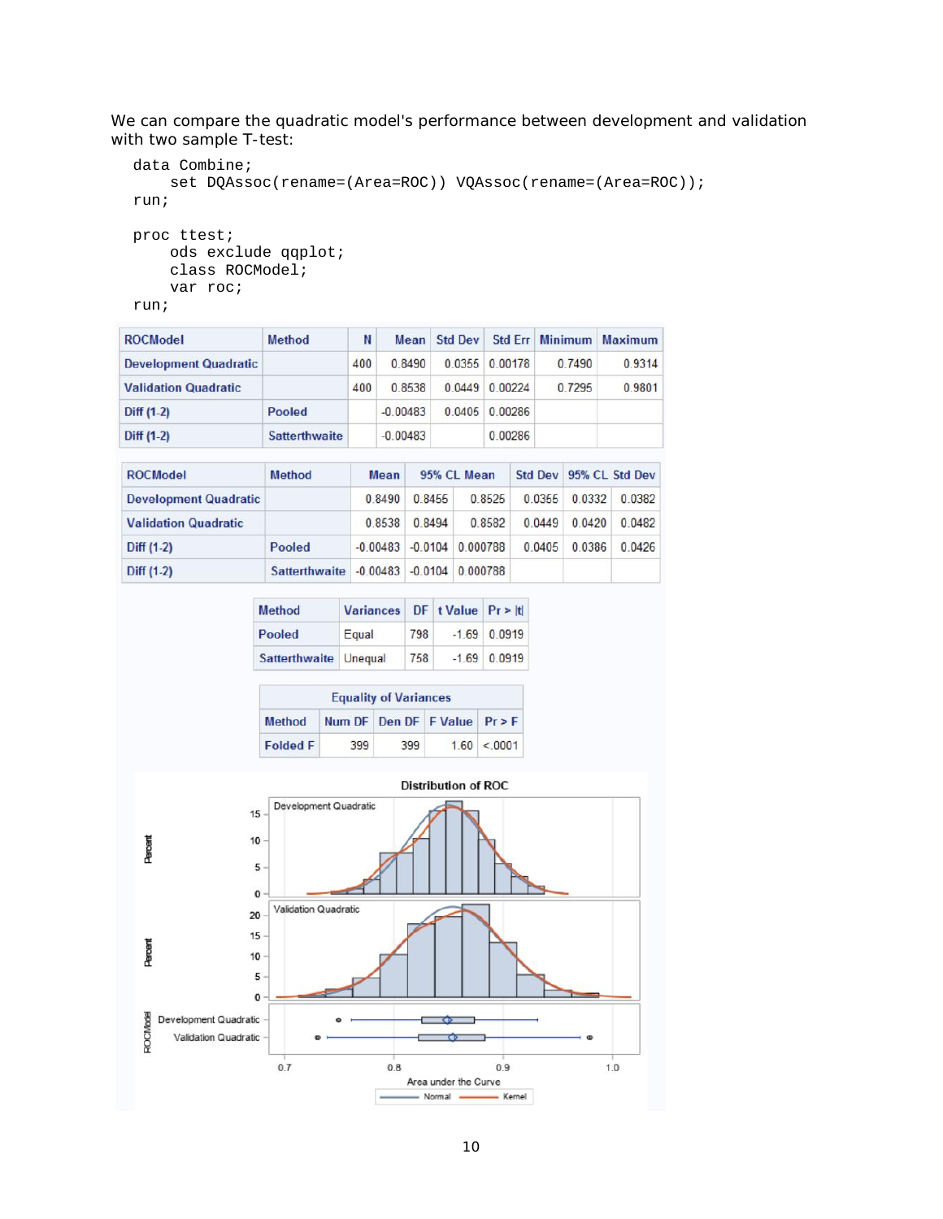We can compare the quadratic model's performance between development and validation with two sample T-test:

```
data Combine;
    set DQAssoc(rename=(Area=ROC)) VQAssoc(rename=(Area=ROC));
run;

proc ttest;
    ods exclude qqplot;
    class ROCModel;
    var roc;
run;
```

| ROCModel | Method | N | Mean | Std Dev | Std Err | Minimum | Maximum |
|---|---|---|---|---|---|---|---|
| Development Quadratic | | 400 | 0.8490 | 0.0355 | 0.00178 | 0.7490 | 0.9314 |
| Validation Quadratic | | 400 | 0.8538 | 0.0449 | 0.00224 | 0.7295 | 0.9801 |
| Diff (1-2) | Pooled | | -0.00483 | 0.0405 | 0.00286 | | |
| Diff (1-2) | Satterthwaite | | -0.00483 | | 0.00286 | | |

| ROCModel | Method | Mean | 95% CL Mean | | Std Dev | 95% CL Std Dev | |
|---|---|---|---|---|---|---|---|
| Development Quadratic | | 0.8490 | 0.8455 | 0.8525 | 0.0355 | 0.0332 | 0.0382 |
| Validation Quadratic | | 0.8538 | 0.8494 | 0.8582 | 0.0449 | 0.0420 | 0.0482 |
| Diff (1-2) | Pooled | -0.00483 | -0.0104 | 0.000788 | 0.0405 | 0.0386 | 0.0426 |
| Diff (1-2) | Satterthwaite | -0.00483 | -0.0104 | 0.000788 | | | |

| Method | Variances | DF | t Value | Pr > \|t\| |
|---|---|---|---|---|
| Pooled | Equal | 798 | -1.69 | 0.0919 |
| Satterthwaite | Unequal | 758 | -1.69 | 0.0919 |

| Equality of Variances | | | | |
|---|---|---|---|---|
| Method | Num DF | Den DF | F Value | Pr > F |
| Folded F | 399 | 399 | 1.60 | <.0001 |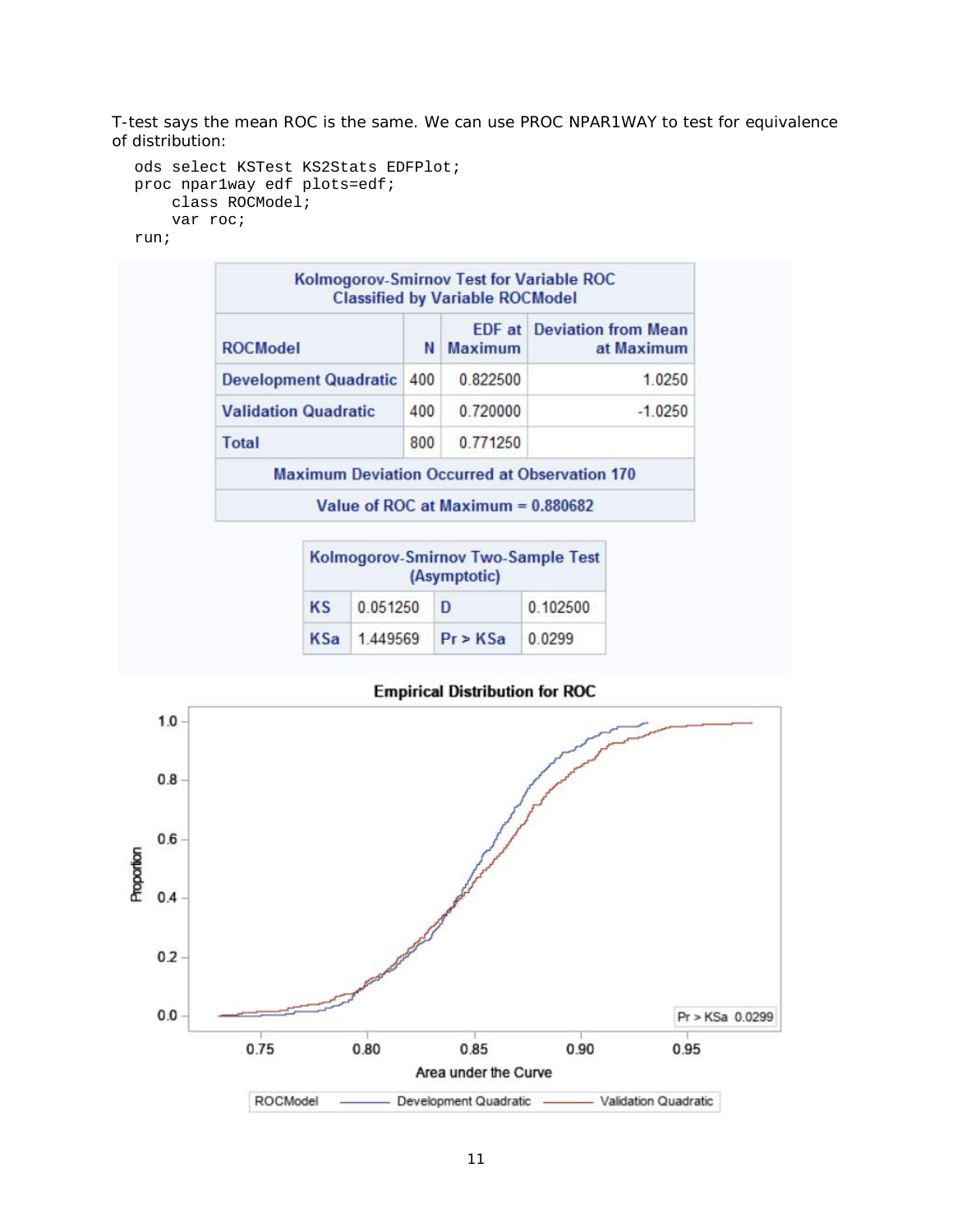T-test says the mean ROC is the same. We can use PROC NPAR1WAY to test for equivalence of distribution:

```
ods select KSTest KS2Stats EDFPlot;
proc npar1way edf plots=edf;
    class ROCModel;
    var roc;
run;
```

**Kolmogorov-Smirnov Test for Variable ROC Classified by Variable ROCModel**

| ROCModel | N | EDF at Maximum | Deviation from Mean at Maximum |
|---|---|---|---|
| Development Quadratic | 400 | 0.822500 | 1.0250 |
| Validation Quadratic | 400 | 0.720000 | -1.0250 |
| Total | 800 | 0.771250 | |
| Maximum Deviation Occurred at Observation 170 | | | |
| Value of ROC at Maximum = 0.880682 | | | |

**Kolmogorov-Smirnov Two-Sample Test (Asymptotic)**

| | | | |
|---|---|---|---|
| KS | 0.051250 | D | 0.102500 |
| KSa | 1.449569 | Pr > KSa | 0.0299 |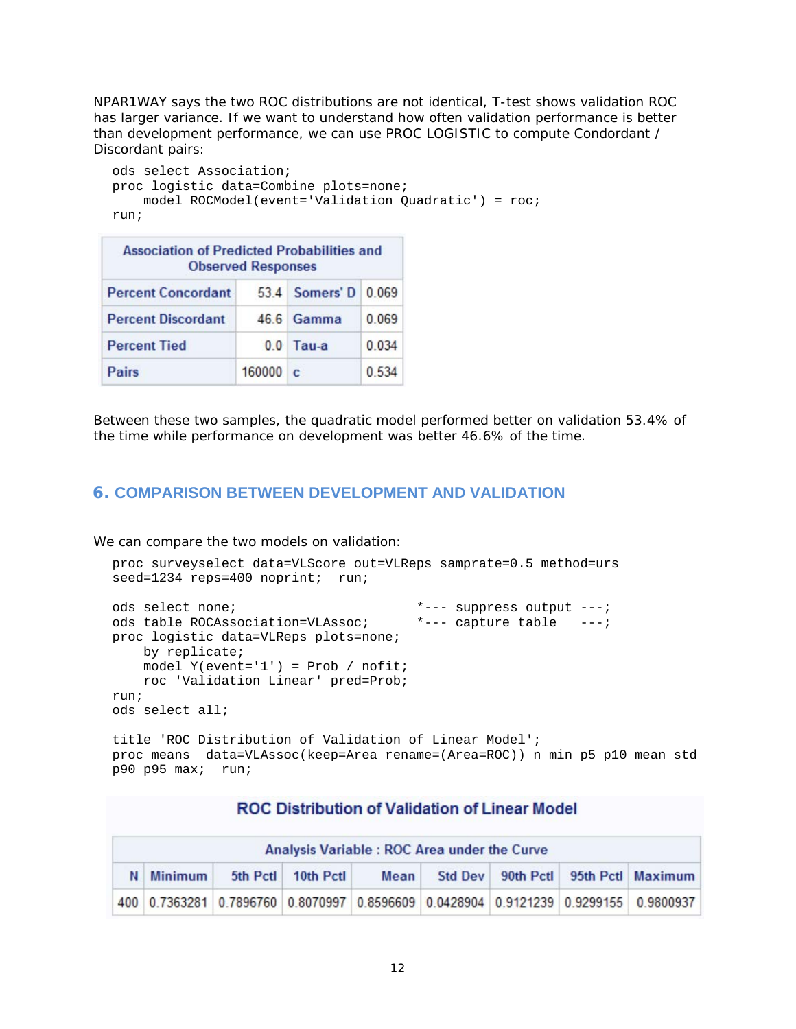NPAR1WAY says the two ROC distributions are not identical, T-test shows validation ROC has larger variance. If we want to understand how often validation performance is better than development performance, we can use PROC LOGISTIC to compute Condordant / Discordant pairs:

```
ods select Association;
proc logistic data=Combine plots=none;
    model ROCModel(event='Validation Quadratic') = roc;
run;
```

| Association of Predicted Probabilities and Observed Responses | | | |
|---|---|---|---|
| Percent Concordant | 53.4 | Somers' D | 0.069 |
| Percent Discordant | 46.6 | Gamma | 0.069 |
| Percent Tied | 0.0 | Tau-a | 0.034 |
| Pairs | 160000 | c | 0.534 |

Between these two samples, the quadratic model performed better on validation 53.4% of the time while performance on development was better 46.6% of the time.

## 6. COMPARISON BETWEEN DEVELOPMENT AND VALIDATION

We can compare the two models on validation:

```
proc surveyselect data=VLScore out=VLReps samprate=0.5 method=urs
seed=1234 reps=400 noprint;  run;

ods select none;                       *--- suppress output ---;
ods table ROCAssociation=VLAssoc;      *--- capture table   ---;
proc logistic data=VLReps plots=none;
    by replicate;
    model Y(event='1') = Prob / nofit;
    roc 'Validation Linear' pred=Prob;
run;
ods select all;

title 'ROC Distribution of Validation of Linear Model';
proc means  data=VLAssoc(keep=Area rename=(Area=ROC)) n min p5 p10 mean std
p90 p95 max;  run;
```

**ROC Distribution of Validation of Linear Model**

| Analysis Variable : ROC Area under the Curve | | | | | | | | |
|---|---|---|---|---|---|---|---|---|
| N | Minimum | 5th Pctl | 10th Pctl | Mean | Std Dev | 90th Pctl | 95th Pctl | Maximum |
| 400 | 0.7363281 | 0.7896760 | 0.8070997 | 0.8596609 | 0.0428904 | 0.9121239 | 0.9299155 | 0.9800937 |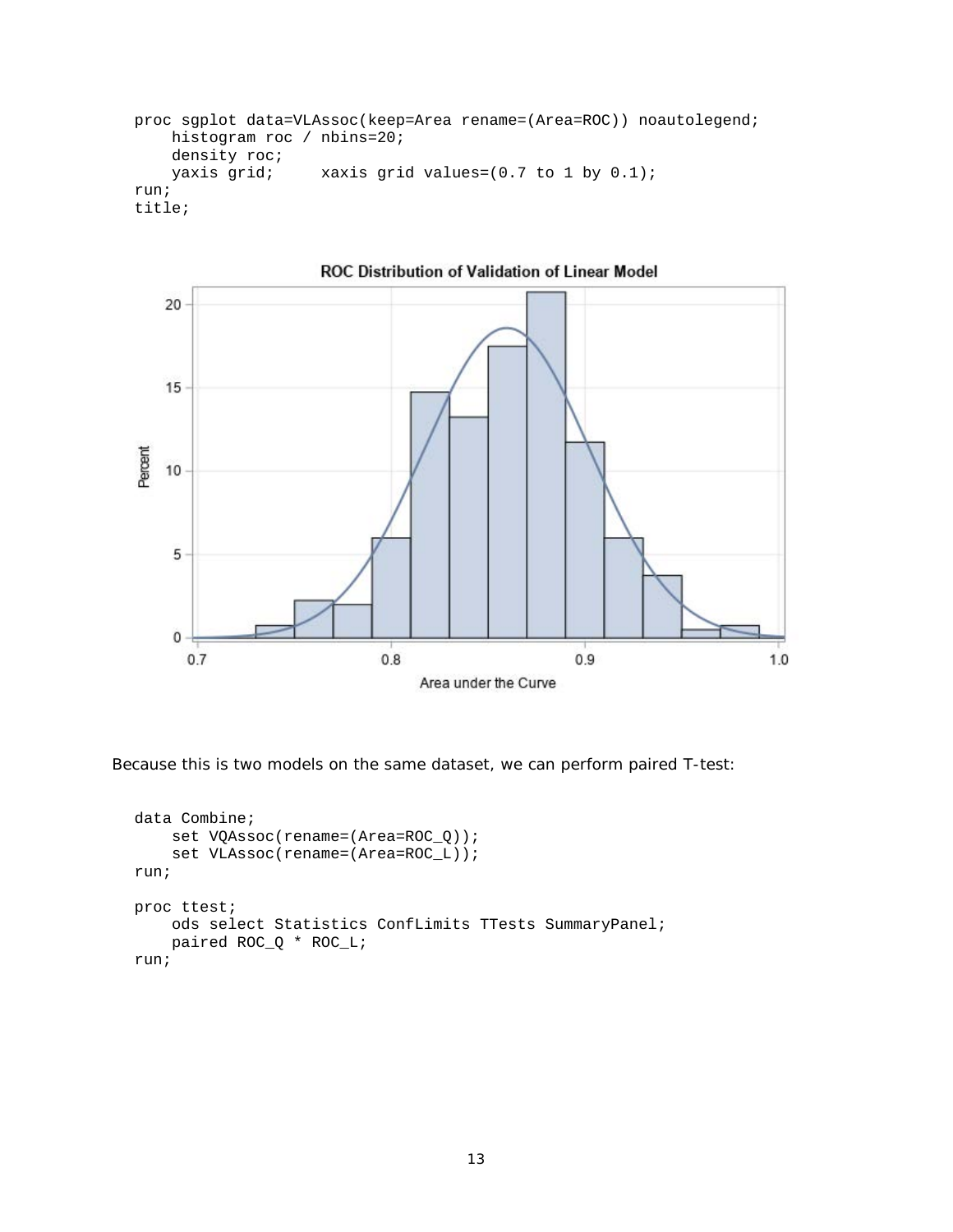```
proc sgplot data=VLAssoc(keep=Area rename=(Area=ROC)) noautolegend;
    histogram roc / nbins=20;
    density roc;
    yaxis grid;     xaxis grid values=(0.7 to 1 by 0.1);
run;
title;
```

Because this is two models on the same dataset, we can perform paired T-test:

```
data Combine;
    set VQAssoc(rename=(Area=ROC_Q));
    set VLAssoc(rename=(Area=ROC_L));
run;

proc ttest;
    ods select Statistics ConfLimits TTests SummaryPanel;
    paired ROC_Q * ROC_L;
run;
```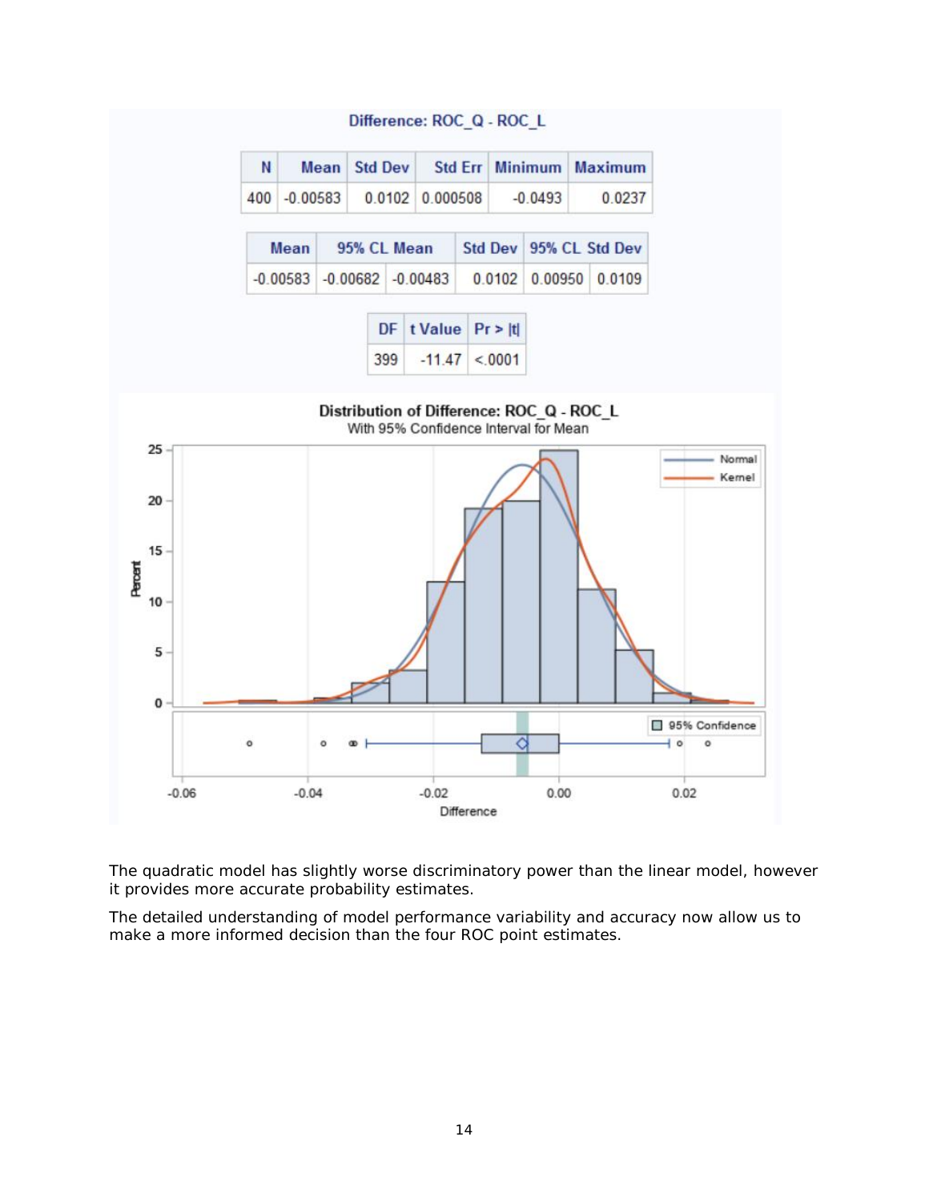Difference: ROC_Q - ROC_L

| N | Mean | Std Dev | Std Err | Minimum | Maximum |
|---|---|---|---|---|---|
| 400 | -0.00583 | 0.0102 | 0.000508 | -0.0493 | 0.0237 |

| Mean | 95% CL Mean | | Std Dev | 95% CL Std Dev | |
|---|---|---|---|---|---|
| -0.00583 | -0.00682 | -0.00483 | 0.0102 | 0.00950 | 0.0109 |

| DF | t Value | Pr > \|t\| |
|---|---|---|
| 399 | -11.47 | <.0001 |

The quadratic model has slightly worse discriminatory power than the linear model, however it provides more accurate probability estimates.

The detailed understanding of model performance variability and accuracy now allow us to make a more informed decision than the four ROC point estimates.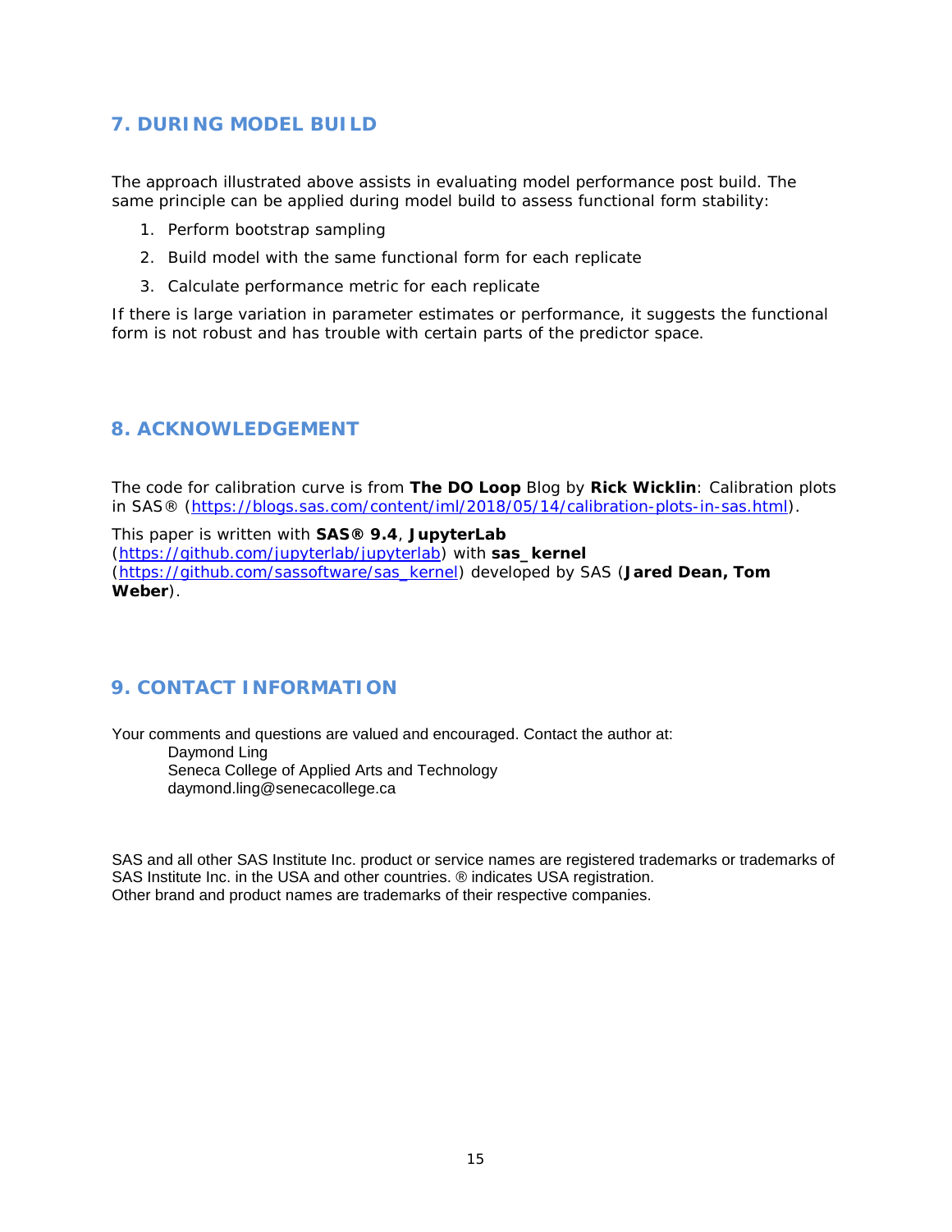## 7. DURING MODEL BUILD

The approach illustrated above assists in evaluating model performance post build. The same principle can be applied during model build to assess functional form stability:

1. Perform bootstrap sampling
2. Build model with the same functional form for each replicate
3. Calculate performance metric for each replicate

If there is large variation in parameter estimates or performance, it suggests the functional form is not robust and has trouble with certain parts of the predictor space.

## 8. ACKNOWLEDGEMENT

The code for calibration curve is from **The DO Loop** Blog by **Rick Wicklin**: Calibration plots in SAS® (https://blogs.sas.com/content/iml/2018/05/14/calibration-plots-in-sas.html).

This paper is written with **SAS® 9.4**, **JupyterLab** (https://github.com/jupyterlab/jupyterlab) with **sas_kernel** (https://github.com/sassoftware/sas_kernel) developed by SAS (**Jared Dean, Tom Weber**).

## 9. CONTACT INFORMATION

Your comments and questions are valued and encouraged. Contact the author at:

Daymond Ling
Seneca College of Applied Arts and Technology
daymond.ling@senecacollege.ca

SAS and all other SAS Institute Inc. product or service names are registered trademarks or trademarks of SAS Institute Inc. in the USA and other countries. ® indicates USA registration.
Other brand and product names are trademarks of their respective companies.